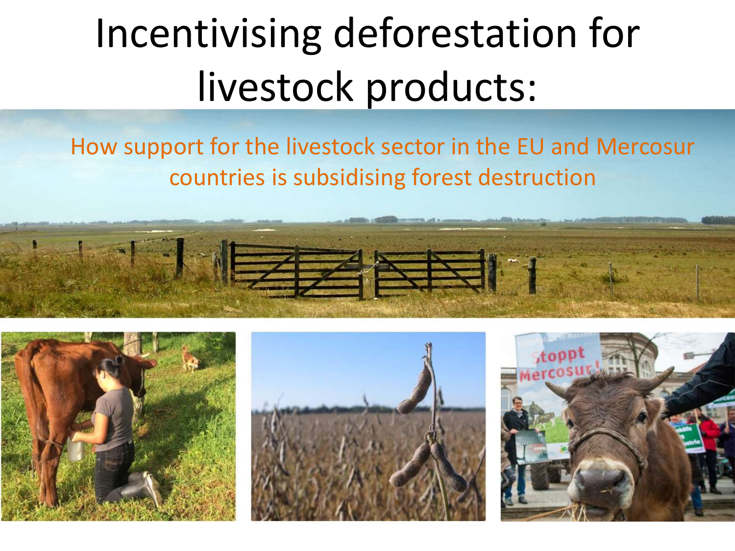# Incentivising deforestation for livestock products:

## How support for the livestock sector in the EU and Mercosur countries is subsidising forest destruction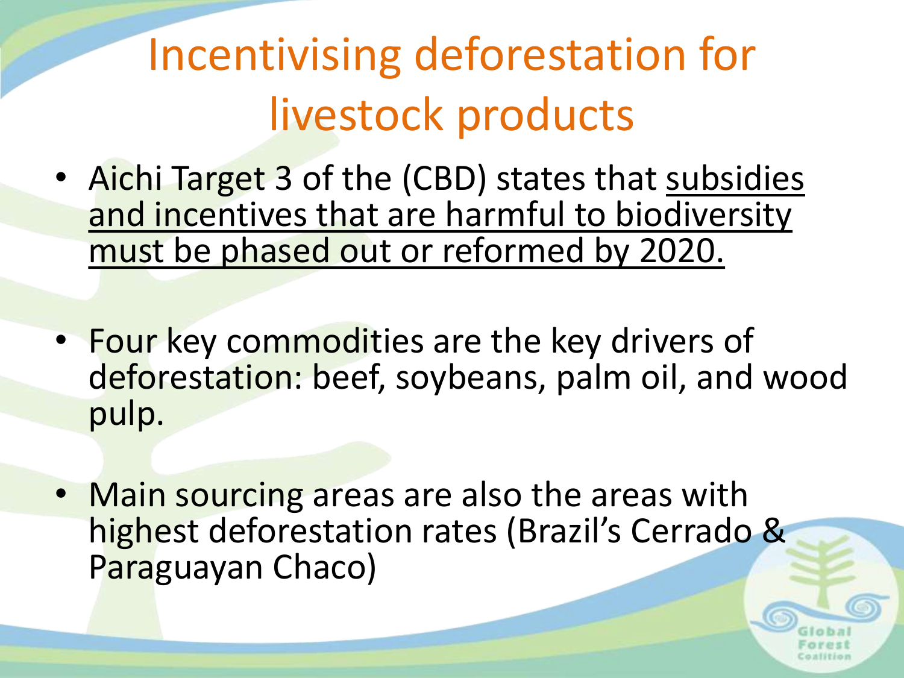# Incentivising deforestation for livestock products

- Aichi Target 3 of the (CBD) states that <u>subsidies and incentives that are harmful to biodiversity must be phased out or reformed by 2020.</u>
- Four key commodities are the key drivers of deforestation: beef, soybeans, palm oil, and wood pulp.
- Main sourcing areas are also the areas with highest deforestation rates (Brazil's Cerrado & Paraguayan Chaco)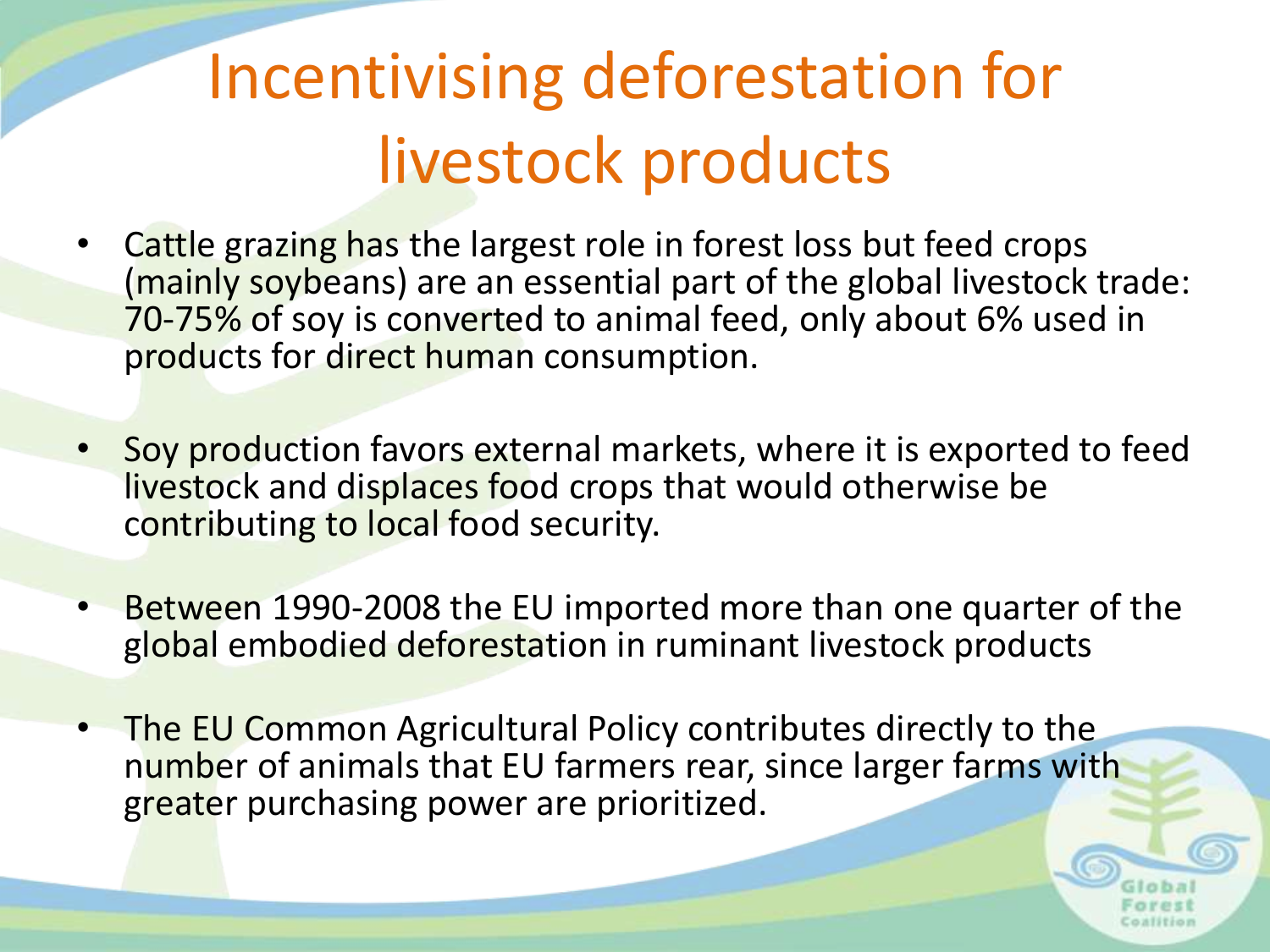# Incentivising deforestation for livestock products

- Cattle grazing has the largest role in forest loss but feed crops (mainly soybeans) are an essential part of the global livestock trade: 70-75% of soy is converted to animal feed, only about 6% used in products for direct human consumption.
- Soy production favors external markets, where it is exported to feed livestock and displaces food crops that would otherwise be contributing to local food security.
- Between 1990-2008 the EU imported more than one quarter of the global embodied deforestation in ruminant livestock products
- The EU Common Agricultural Policy contributes directly to the number of animals that EU farmers rear, since larger farms with greater purchasing power are prioritized.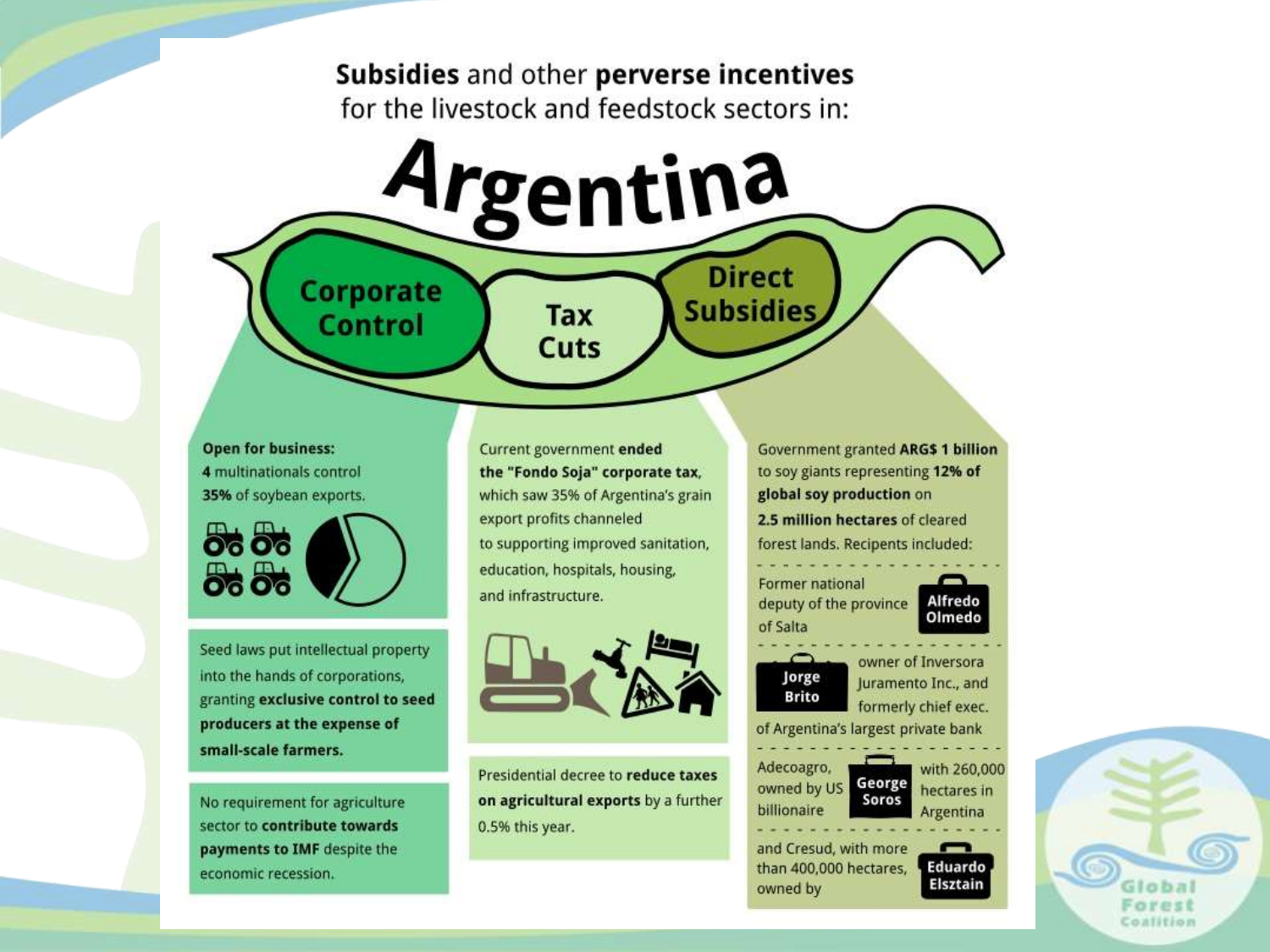**Subsidies** and other **perverse incentives** for the livestock and feedstock sectors in:

# Argentina

## Corporate Control

**Open for business:** **4** multinationals control **35%** of soybean exports.

Seed laws put intellectual property into the hands of corporations, granting **exclusive control to seed producers at the expense of small-scale farmers.**

No requirement for agriculture sector to **contribute towards payments to IMF** despite the economic recession.

## Tax Cuts

Current government **ended the "Fondo Soja" corporate tax**, which saw 35% of Argentina's grain export profits channeled to supporting improved sanitation, education, hospitals, housing, and infrastructure.

Presidential decree to **reduce taxes on agricultural exports** by a further 0.5% this year.

## Direct Subsidies

Government granted **ARG$ 1 billion** to soy giants representing **12% of global soy production** on **2.5 million hectares** of cleared forest lands. Recipients included:

- **Alfredo Olmedo** – Former national deputy of the province of Salta
- **Jorge Brito** – owner of Inversora Juramento Inc., and formerly chief exec. of Argentina's largest private bank
- Adecoagro, owned by US billionaire **George Soros** with 260,000 hectares in Argentina
- and Cresud, with more than 400,000 hectares, owned by **Eduardo Elsztain**

Global Forest Coalition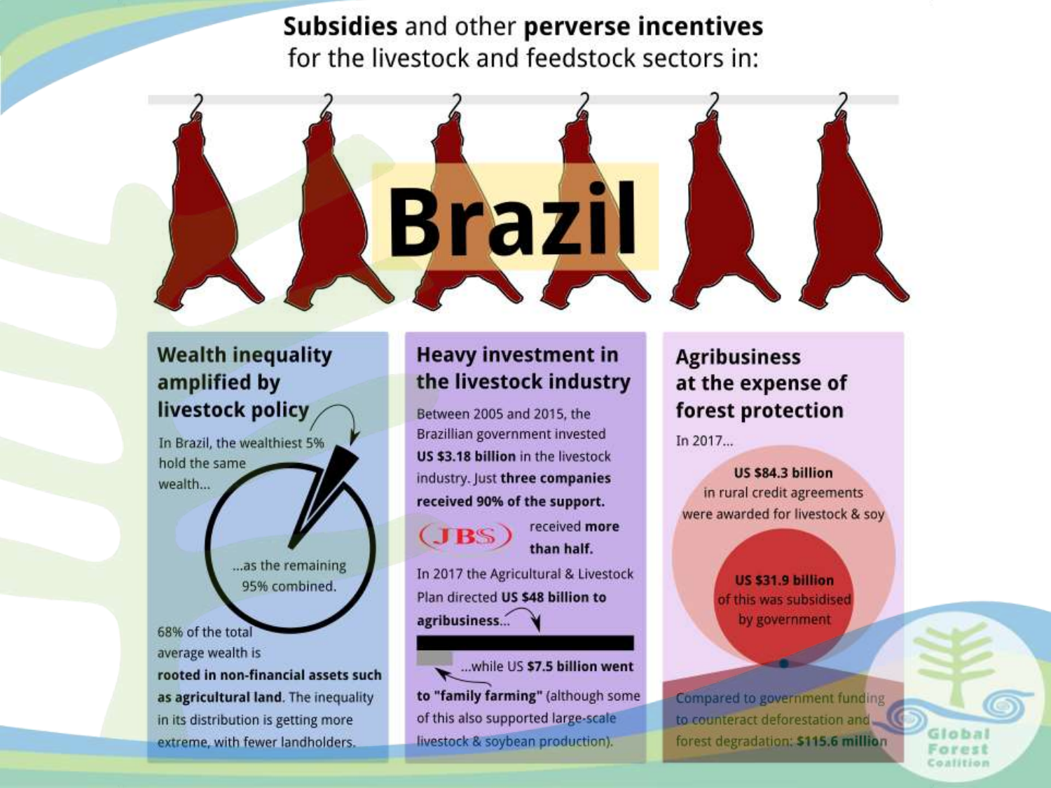**Subsidies** and other **perverse incentives** for the livestock and feedstock sectors in:

# Brazil

## Wealth inequality amplified by livestock policy

In Brazil, the wealthiest 5% hold the same wealth...

...as the remaining 95% combined.

68% of the total average wealth is **rooted in non-financial assets such as agricultural land**. The inequality in its distribution is getting more extreme, with fewer landholders.

## Heavy investment in the livestock industry

Between 2005 and 2015, the Brazillian government invested **US $3.18 billion** in the livestock industry. Just **three companies received 90% of the support.**

JBS received **more than half.**

In 2017 the Agricultural & Livestock Plan directed **US $48 billion to agribusiness**...

...while US **$7.5 billion went to "family farming"** (although some of this also supported large-scale livestock & soybean production).

## Agribusiness at the expense of forest protection

In 2017...

**US $84.3 billion** in rural credit agreements were awarded for livestock & soy

**US $31.9 billion** of this was subsidised by government

Compared to government funding to counteract deforestation and forest degradation: **$115.6 million**

Global Forest Coalition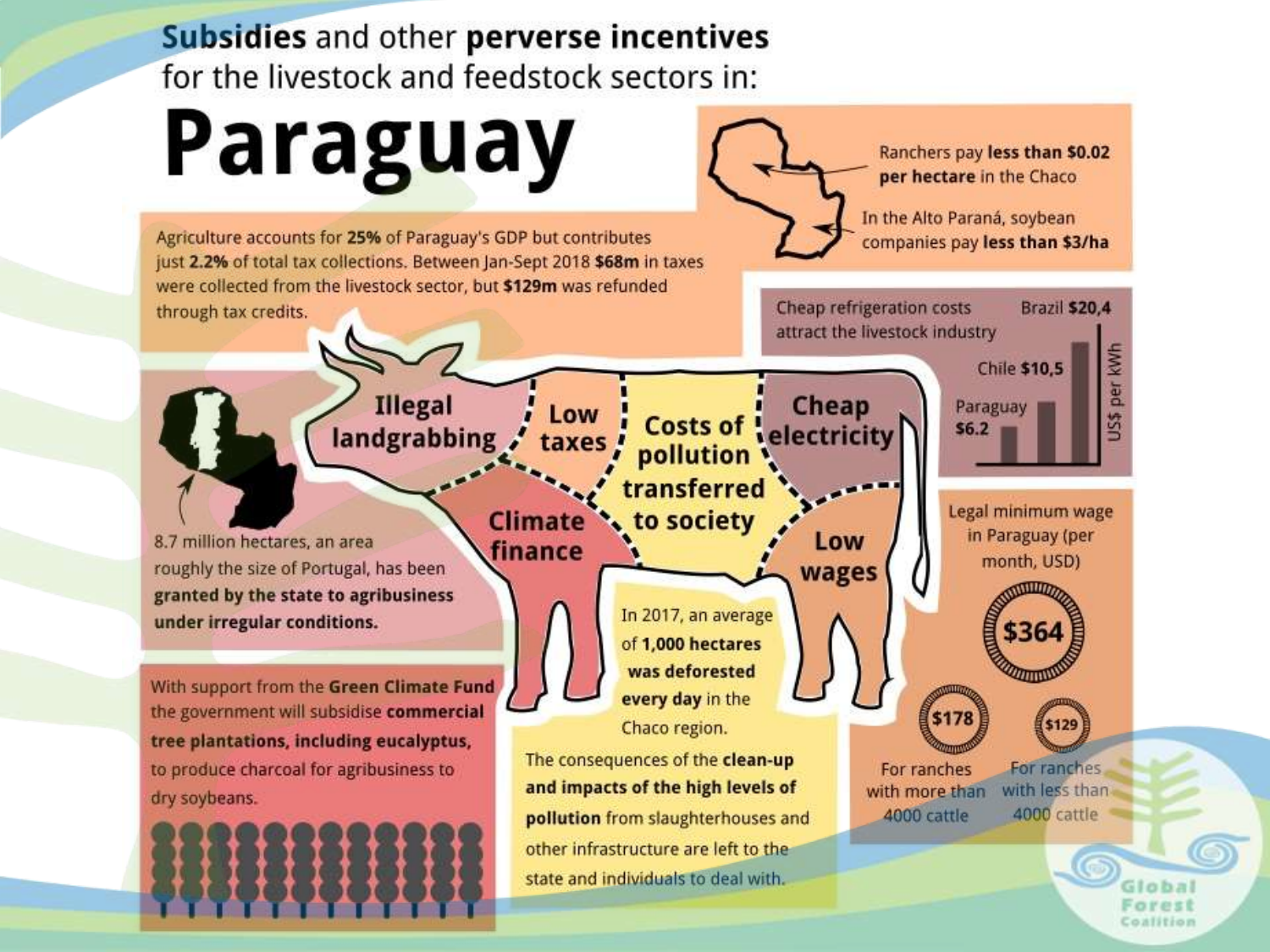**Subsidies** and other **perverse incentives** for the livestock and feedstock sectors in:

# Paraguay

Ranchers pay **less than $0.02 per hectare** in the Chaco

In the Alto Paraná, soybean companies pay **less than $3/ha**

Agriculture accounts for **25%** of Paraguay's GDP but contributes just **2.2%** of total tax collections. Between Jan-Sept 2018 **$68m** in taxes were collected from the livestock sector, but **$129m** was refunded through tax credits.

Cheap refrigeration costs attract the livestock industry

| Country | US$ per kWh |
|---|---|
| Paraguay | $6.2 |
| Chile | $10,5 |
| Brazil | $20,4 |

Illegal landgrabbing

Low taxes

Costs of pollution transferred to society

Cheap electricity

Climate finance

Low wages

8.7 million hectares, an area roughly the size of Portugal, has been **granted by the state to agribusiness under irregular conditions.**

Legal minimum wage in Paraguay (per month, USD)

$364

$178 — For ranches with more than 4000 cattle

$129 — For ranches with less than 4000 cattle

In 2017, an average of **1,000 hectares was deforested every day** in the Chaco region.

With support from the **Green Climate Fund** the government will subsidise **commercial tree plantations, including eucalyptus,** to produce charcoal for agribusiness to dry soybeans.

The consequences of the **clean-up and impacts of the high levels of pollution** from slaughterhouses and other infrastructure are left to the state and individuals to deal with.

Global Forest Coalition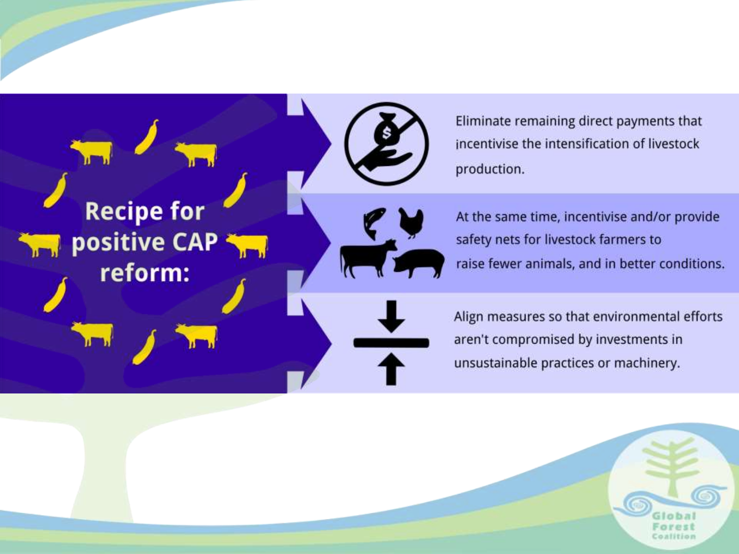## Recipe for positive CAP reform:

- Eliminate remaining direct payments that incentivise the intensification of livestock production.
- At the same time, incentivise and/or provide safety nets for livestock farmers to raise fewer animals, and in better conditions.
- Align measures so that environmental efforts aren't compromised by investments in unsustainable practices or machinery.

Global Forest Coalition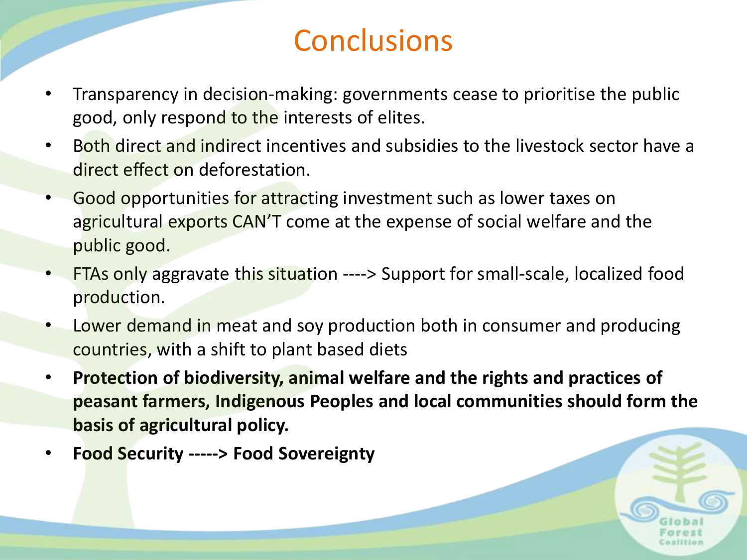# Conclusions

- Transparency in decision-making: governments cease to prioritise the public good, only respond to the interests of elites.
- Both direct and indirect incentives and subsidies to the livestock sector have a direct effect on deforestation.
- Good opportunities for attracting investment such as lower taxes on agricultural exports CAN'T come at the expense of social welfare and the public good.
- FTAs only aggravate this situation ----> Support for small-scale, localized food production.
- Lower demand in meat and soy production both in consumer and producing countries, with a shift to plant based diets
- **Protection of biodiversity, animal welfare and the rights and practices of peasant farmers, Indigenous Peoples and local communities should form the basis of agricultural policy.**
- **Food Security -----> Food Sovereignty**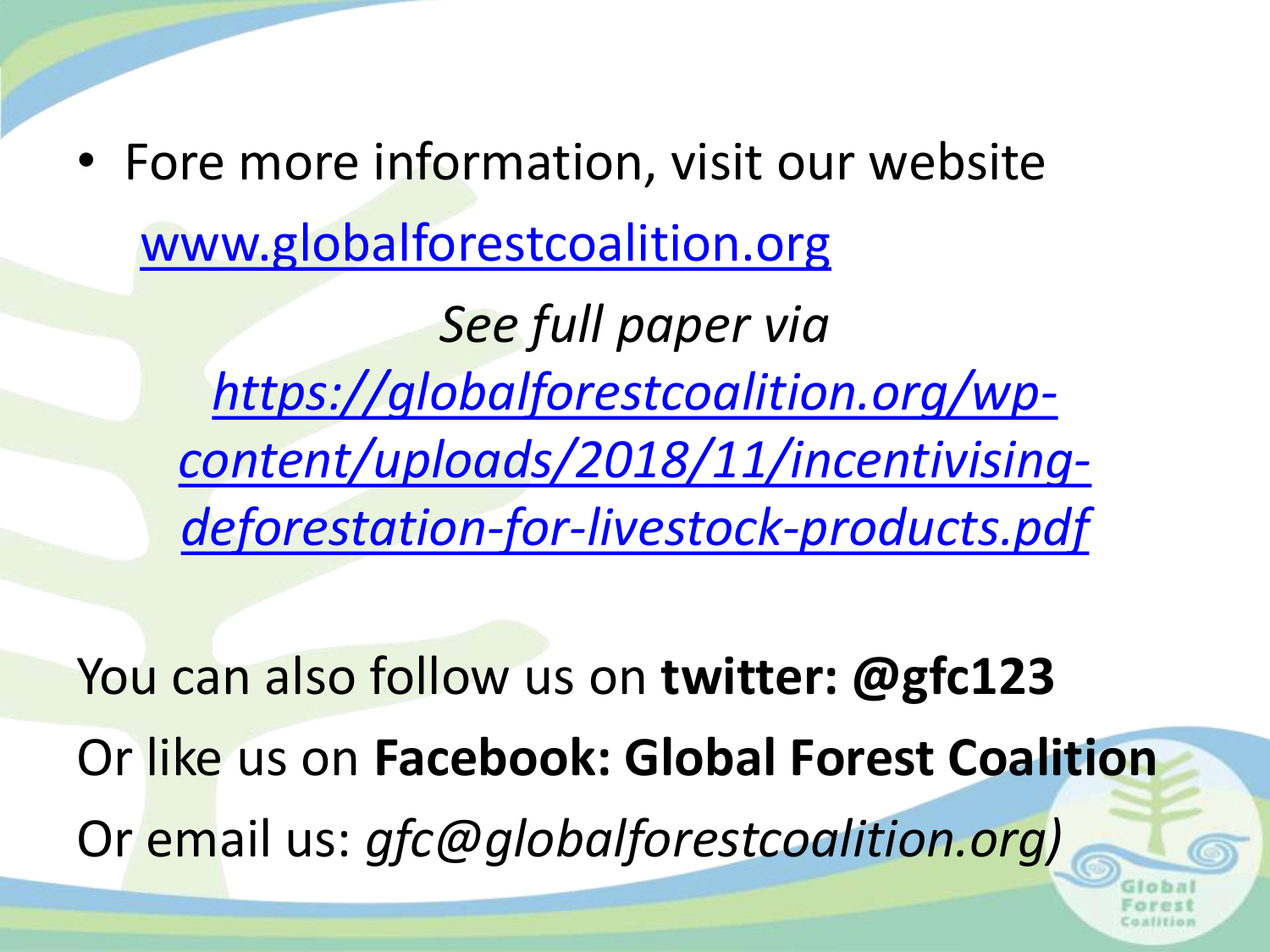- Fore more information, visit our website
  [www.globalforestcoalition.org](http://www.globalforestcoalition.org)

  *See full paper via*
  *[https://globalforestcoalition.org/wp-content/uploads/2018/11/incentivising-deforestation-for-livestock-products.pdf](https://globalforestcoalition.org/wp-content/uploads/2018/11/incentivising-deforestation-for-livestock-products.pdf)*

You can also follow us on **twitter: @gfc123**

Or like us on **Facebook: Global Forest Coalition**

Or email us: *gfc@globalforestcoalition.org)*